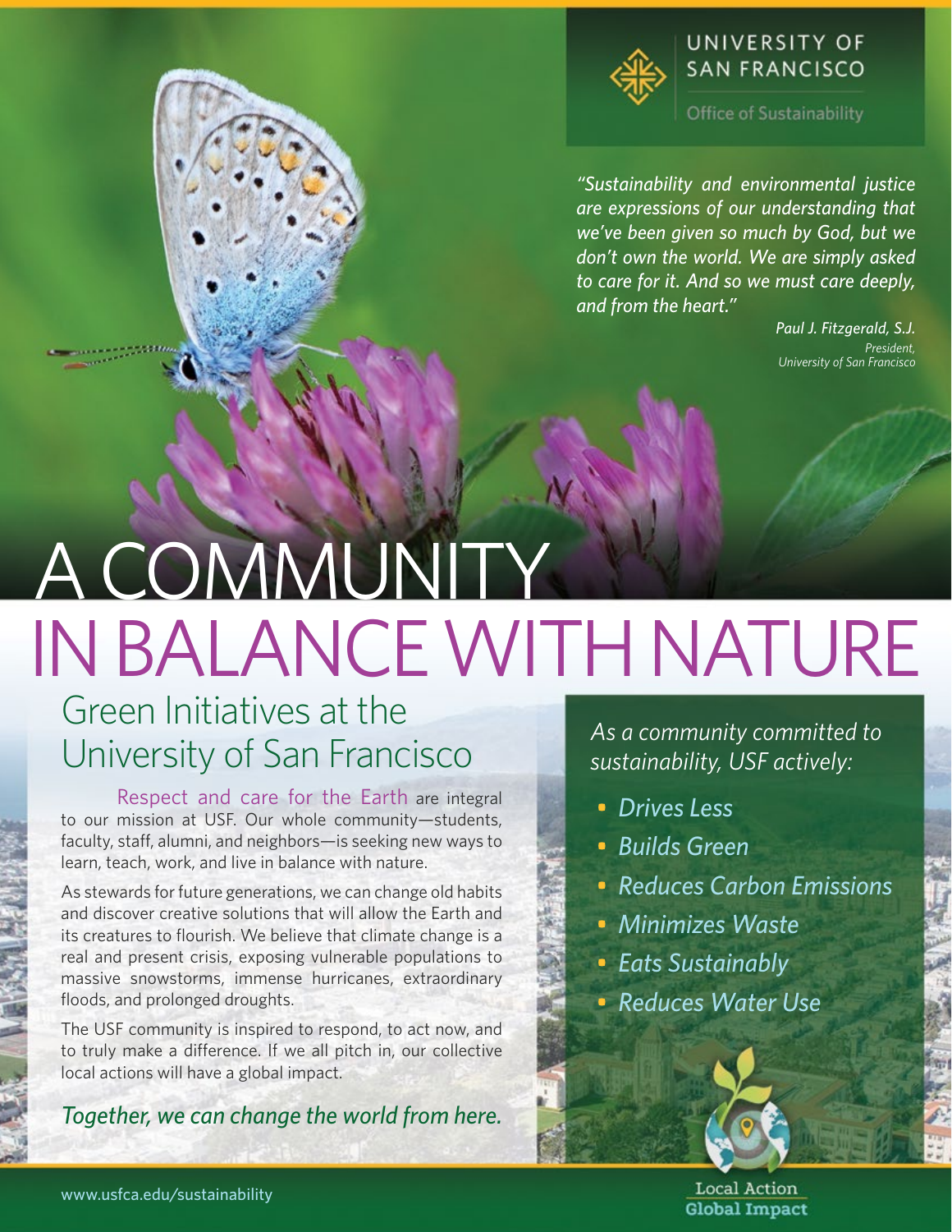UNIVERSITY OF SAN FRANCISCO

Office of Sustainability

*"Sustainability and environmental justice are expressions of our understanding that we've been given so much by God, but we don't own the world. We are simply asked to care for it. And so we must care deeply, and from the heart."*

*Paul J. Fitzgerald, S.J.*
*President, University of San Francisco*

# A COMMUNITY IN BALANCE WITH NATURE

## Green Initiatives at the University of San Francisco

Respect and care for the Earth are integral to our mission at USF. Our whole community—students, faculty, staff, alumni, and neighbors—is seeking new ways to learn, teach, work, and live in balance with nature.

As stewards for future generations, we can change old habits and discover creative solutions that will allow the Earth and its creatures to flourish. We believe that climate change is a real and present crisis, exposing vulnerable populations to massive snowstorms, immense hurricanes, extraordinary floods, and prolonged droughts.

The USF community is inspired to respond, to act now, and to truly make a difference. If we all pitch in, our collective local actions will have a global impact.

*Together, we can change the world from here.*

*As a community committed to sustainability, USF actively:*

- *Drives Less*
- *Builds Green*
- *Reduces Carbon Emissions*
- *Minimizes Waste*
- *Eats Sustainably*
- *Reduces Water Use*

Local Action
Global Impact

www.usfca.edu/sustainability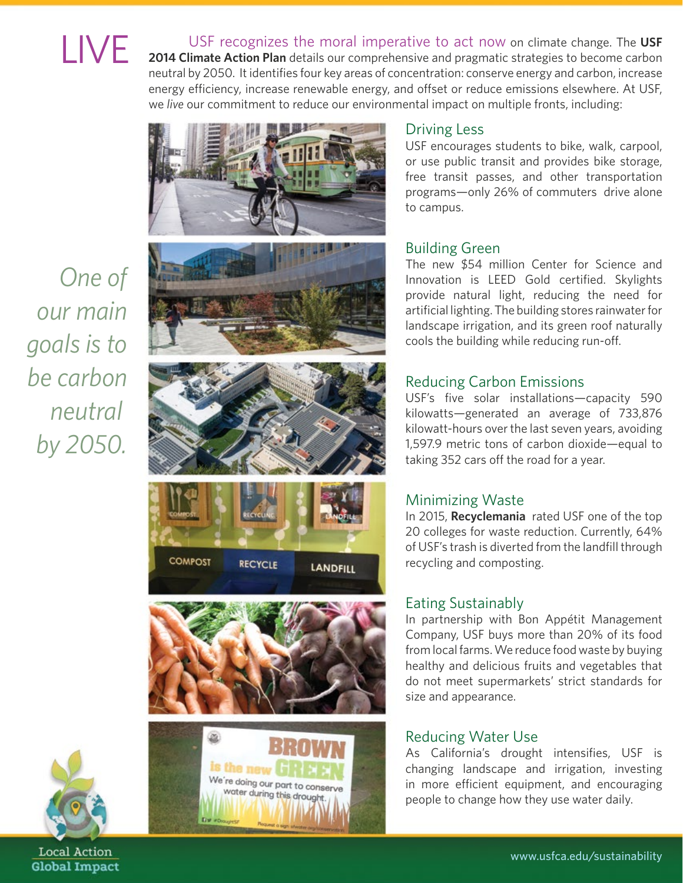# LIVE

USF recognizes the moral imperative to act now on climate change. The **USF 2014 Climate Action Plan** details our comprehensive and pragmatic strategies to become carbon neutral by 2050. It identifies four key areas of concentration: conserve energy and carbon, increase energy efficiency, increase renewable energy, and offset or reduce emissions elsewhere. At USF, we *live* our commitment to reduce our environmental impact on multiple fronts, including:

*One of our main goals is to be carbon neutral by 2050.*

## Driving Less

USF encourages students to bike, walk, carpool, or use public transit and provides bike storage, free transit passes, and other transportation programs—only 26% of commuters drive alone to campus.

## Building Green

The new $54 million Center for Science and Innovation is LEED Gold certified. Skylights provide natural light, reducing the need for artificial lighting. The building stores rainwater for landscape irrigation, and its green roof naturally cools the building while reducing run-off.

## Reducing Carbon Emissions

USF's five solar installations—capacity 590 kilowatts—generated an average of 733,876 kilowatt-hours over the last seven years, avoiding 1,597.9 metric tons of carbon dioxide—equal to taking 352 cars off the road for a year.

## Minimizing Waste

In 2015, **Recyclemania** rated USF one of the top 20 colleges for waste reduction. Currently, 64% of USF's trash is diverted from the landfill through recycling and composting.

## Eating Sustainably

In partnership with Bon Appétit Management Company, USF buys more than 20% of its food from local farms. We reduce food waste by buying healthy and delicious fruits and vegetables that do not meet supermarkets' strict standards for size and appearance.

## Reducing Water Use

As California's drought intensifies, USF is changing landscape and irrigation, investing in more efficient equipment, and encouraging people to change how they use water daily.

Local Action
Global Impact

www.usfca.edu/sustainability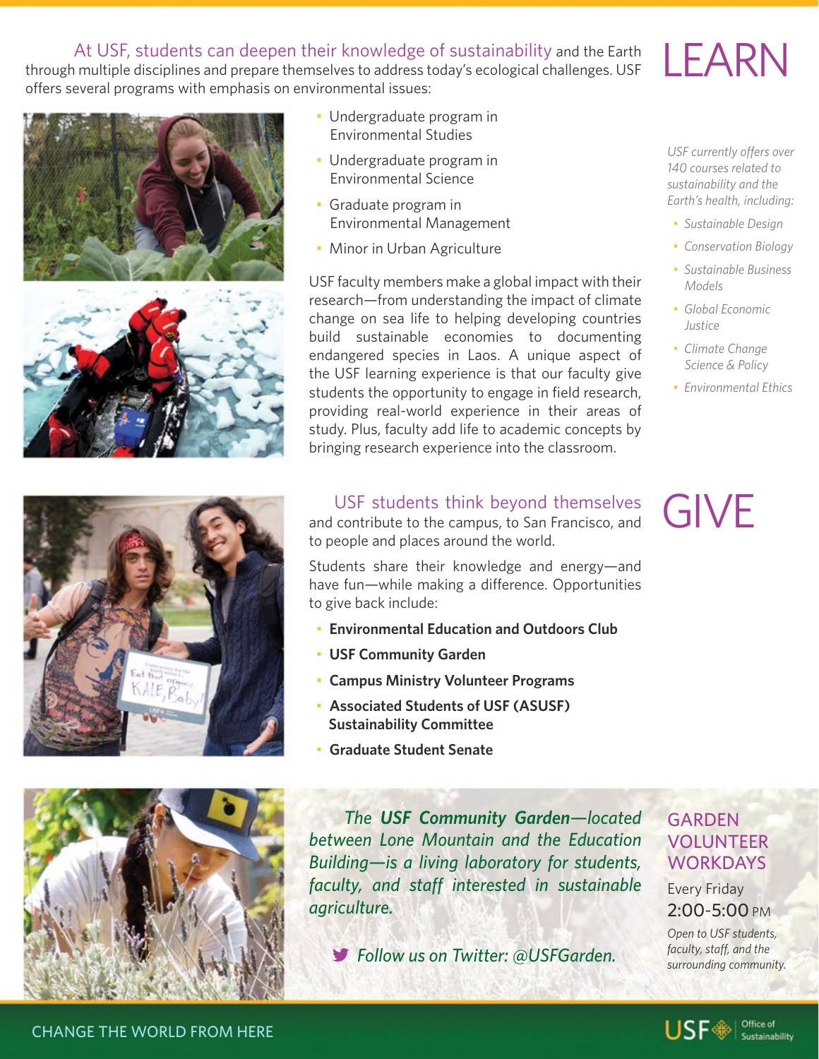# LEARN

At USF, students can deepen their knowledge of sustainability and the Earth through multiple disciplines and prepare themselves to address today's ecological challenges. USF offers several programs with emphasis on environmental issues:

- Undergraduate program in Environmental Studies
- Undergraduate program in Environmental Science
- Graduate program in Environmental Management
- Minor in Urban Agriculture

USF faculty members make a global impact with their research—from understanding the impact of climate change on sea life to helping developing countries build sustainable economies to documenting endangered species in Laos. A unique aspect of the USF learning experience is that our faculty give students the opportunity to engage in field research, providing real-world experience in their areas of study. Plus, faculty add life to academic concepts by bringing research experience into the classroom.

*USF currently offers over 140 courses related to sustainability and the Earth's health, including:*

- *Sustainable Design*
- *Conservation Biology*
- *Sustainable Business Models*
- *Global Economic Justice*
- *Climate Change Science & Policy*
- *Environmental Ethics*

# GIVE

USF students think beyond themselves and contribute to the campus, to San Francisco, and to people and places around the world.

Students share their knowledge and energy—and have fun—while making a difference. Opportunities to give back include:

- **Environmental Education and Outdoors Club**
- **USF Community Garden**
- **Campus Ministry Volunteer Programs**
- **Associated Students of USF (ASUSF) Sustainability Committee**
- **Graduate Student Senate**

*The **USF Community Garden**—located between Lone Mountain and the Education Building—is a living laboratory for students, faculty, and staff interested in sustainable agriculture.*

*Follow us on Twitter: @USFGarden.*

## GARDEN VOLUNTEER WORKDAYS

Every Friday
2:00-5:00 PM

*Open to USF students, faculty, staff, and the surrounding community.*

CHANGE THE WORLD FROM HERE

USF Office of Sustainability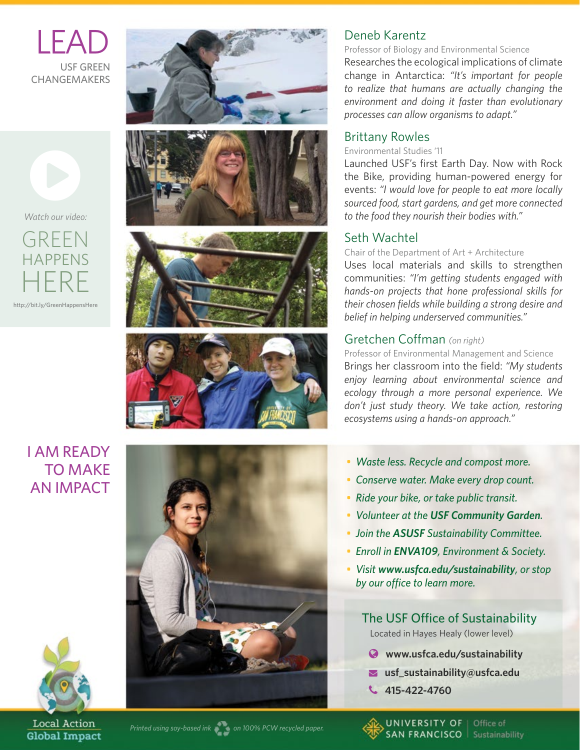# LEAD

USF GREEN CHANGEMAKERS

Watch our video:

## GREEN HAPPENS HERE

http://bit.ly/GreenHappensHere

### Deneb Karentz

Professor of Biology and Environmental Science

Researches the ecological implications of climate change in Antarctica: *"It's important for people to realize that humans are actually changing the environment and doing it faster than evolutionary processes can allow organisms to adapt."*

### Brittany Rowles

Environmental Studies '11

Launched USF's first Earth Day. Now with Rock the Bike, providing human-powered energy for events: *"I would love for people to eat more locally sourced food, start gardens, and get more connected to the food they nourish their bodies with."*

### Seth Wachtel

Chair of the Department of Art + Architecture

Uses local materials and skills to strengthen communities: *"I'm getting students engaged with hands-on projects that hone professional skills for their chosen fields while building a strong desire and belief in helping underserved communities."*

### Gretchen Coffman *(on right)*

Professor of Environmental Management and Science

Brings her classroom into the field: *"My students enjoy learning about environmental science and ecology through a more personal experience. We don't just study theory. We take action, restoring ecosystems using a hands-on approach."*

## I AM READY TO MAKE AN IMPACT

- *Waste less. Recycle and compost more.*
- *Conserve water. Make every drop count.*
- *Ride your bike, or take public transit.*
- *Volunteer at the **USF Community Garden**.*
- *Join the **ASUSF** Sustainability Committee.*
- *Enroll in **ENVA109**, Environment & Society.*
- *Visit **www.usfca.edu/sustainability**, or stop by our office to learn more.*

### The USF Office of Sustainability

Located in Hayes Healy (lower level)

- **www.usfca.edu/sustainability**
- **usf_sustainability@usfca.edu**
- **415-422-4760**

Local Action Global Impact

*Printed using soy-based ink on 100% PCW recycled paper.*

UNIVERSITY OF SAN FRANCISCO | Office of Sustainability